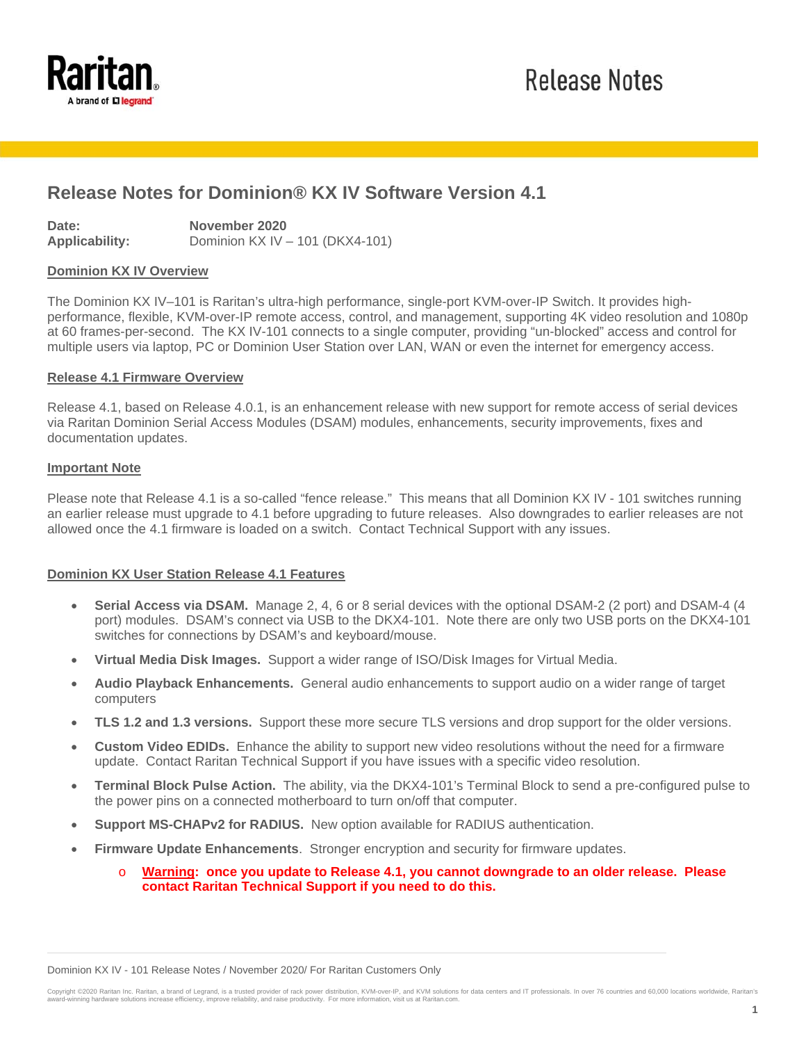Release Notes

# Release Notes for Dominion® KX IV Software Version 4.1

**Date:** **November 2020**
**Applicability:** Dominion KX IV – 101 (DKX4-101)

## Dominion KX IV Overview

The Dominion KX IV–101 is Raritan's ultra-high performance, single-port KVM-over-IP Switch. It provides high-performance, flexible, KVM-over-IP remote access, control, and management, supporting 4K video resolution and 1080p at 60 frames-per-second. The KX IV-101 connects to a single computer, providing "un-blocked" access and control for multiple users via laptop, PC or Dominion User Station over LAN, WAN or even the internet for emergency access.

## Release 4.1 Firmware Overview

Release 4.1, based on Release 4.0.1, is an enhancement release with new support for remote access of serial devices via Raritan Dominion Serial Access Modules (DSAM) modules, enhancements, security improvements, fixes and documentation updates.

## Important Note

Please note that Release 4.1 is a so-called "fence release." This means that all Dominion KX IV - 101 switches running an earlier release must upgrade to 4.1 before upgrading to future releases. Also downgrades to earlier releases are not allowed once the 4.1 firmware is loaded on a switch. Contact Technical Support with any issues.

## Dominion KX User Station Release 4.1 Features

- **Serial Access via DSAM.** Manage 2, 4, 6 or 8 serial devices with the optional DSAM-2 (2 port) and DSAM-4 (4 port) modules. DSAM's connect via USB to the DKX4-101. Note there are only two USB ports on the DKX4-101 switches for connections by DSAM's and keyboard/mouse.
- **Virtual Media Disk Images.** Support a wider range of ISO/Disk Images for Virtual Media.
- **Audio Playback Enhancements.** General audio enhancements to support audio on a wider range of target computers
- **TLS 1.2 and 1.3 versions.** Support these more secure TLS versions and drop support for the older versions.
- **Custom Video EDIDs.** Enhance the ability to support new video resolutions without the need for a firmware update. Contact Raritan Technical Support if you have issues with a specific video resolution.
- **Terminal Block Pulse Action.** The ability, via the DKX4-101's Terminal Block to send a pre-configured pulse to the power pins on a connected motherboard to turn on/off that computer.
- **Support MS-CHAPv2 for RADIUS.** New option available for RADIUS authentication.
- **Firmware Update Enhancements**. Stronger encryption and security for firmware updates.
  - **Warning: once you update to Release 4.1, you cannot downgrade to an older release. Please contact Raritan Technical Support if you need to do this.**

Dominion KX IV - 101 Release Notes / November 2020/ For Raritan Customers Only

Copyright ©2020 Raritan Inc. Raritan, a brand of Legrand, is a trusted provider of rack power distribution, KVM-over-IP, and KVM solutions for data centers and IT professionals. In over 76 countries and 60,000 locations worldwide, Raritan's award-winning hardware solutions increase efficiency, improve reliability, and raise productivity. For more information, visit us at Raritan.com.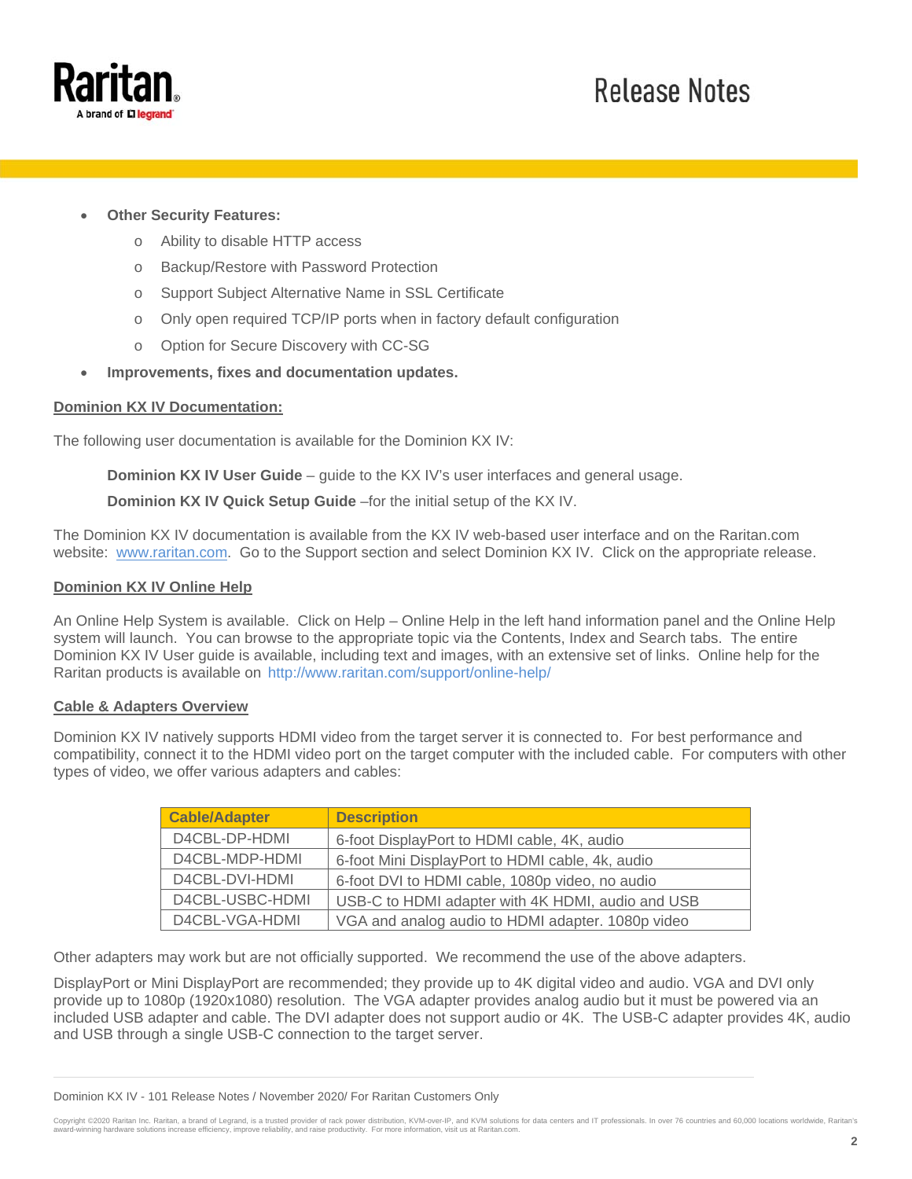- **Other Security Features:**
  - Ability to disable HTTP access
  - Backup/Restore with Password Protection
  - Support Subject Alternative Name in SSL Certificate
  - Only open required TCP/IP ports when in factory default configuration
  - Option for Secure Discovery with CC-SG
- **Improvements, fixes and documentation updates.**

## Dominion KX IV Documentation:

The following user documentation is available for the Dominion KX IV:

> **Dominion KX IV User Guide** – guide to the KX IV's user interfaces and general usage.
>
> **Dominion KX IV Quick Setup Guide** –for the initial setup of the KX IV.

The Dominion KX IV documentation is available from the KX IV web-based user interface and on the Raritan.com website: www.raritan.com. Go to the Support section and select Dominion KX IV. Click on the appropriate release.

## Dominion KX IV Online Help

An Online Help System is available. Click on Help – Online Help in the left hand information panel and the Online Help system will launch. You can browse to the appropriate topic via the Contents, Index and Search tabs. The entire Dominion KX IV User guide is available, including text and images, with an extensive set of links. Online help for the Raritan products is available on http://www.raritan.com/support/online-help/

## Cable & Adapters Overview

Dominion KX IV natively supports HDMI video from the target server it is connected to. For best performance and compatibility, connect it to the HDMI video port on the target computer with the included cable. For computers with other types of video, we offer various adapters and cables:

| Cable/Adapter | Description |
|---|---|
| D4CBL-DP-HDMI | 6-foot DisplayPort to HDMI cable, 4K, audio |
| D4CBL-MDP-HDMI | 6-foot Mini DisplayPort to HDMI cable, 4k, audio |
| D4CBL-DVI-HDMI | 6-foot DVI to HDMI cable, 1080p video, no audio |
| D4CBL-USBC-HDMI | USB-C to HDMI adapter with 4K HDMI, audio and USB |
| D4CBL-VGA-HDMI | VGA and analog audio to HDMI adapter. 1080p video |

Other adapters may work but are not officially supported. We recommend the use of the above adapters.

DisplayPort or Mini DisplayPort are recommended; they provide up to 4K digital video and audio. VGA and DVI only provide up to 1080p (1920x1080) resolution. The VGA adapter provides analog audio but it must be powered via an included USB adapter and cable. The DVI adapter does not support audio or 4K. The USB-C adapter provides 4K, audio and USB through a single USB-C connection to the target server.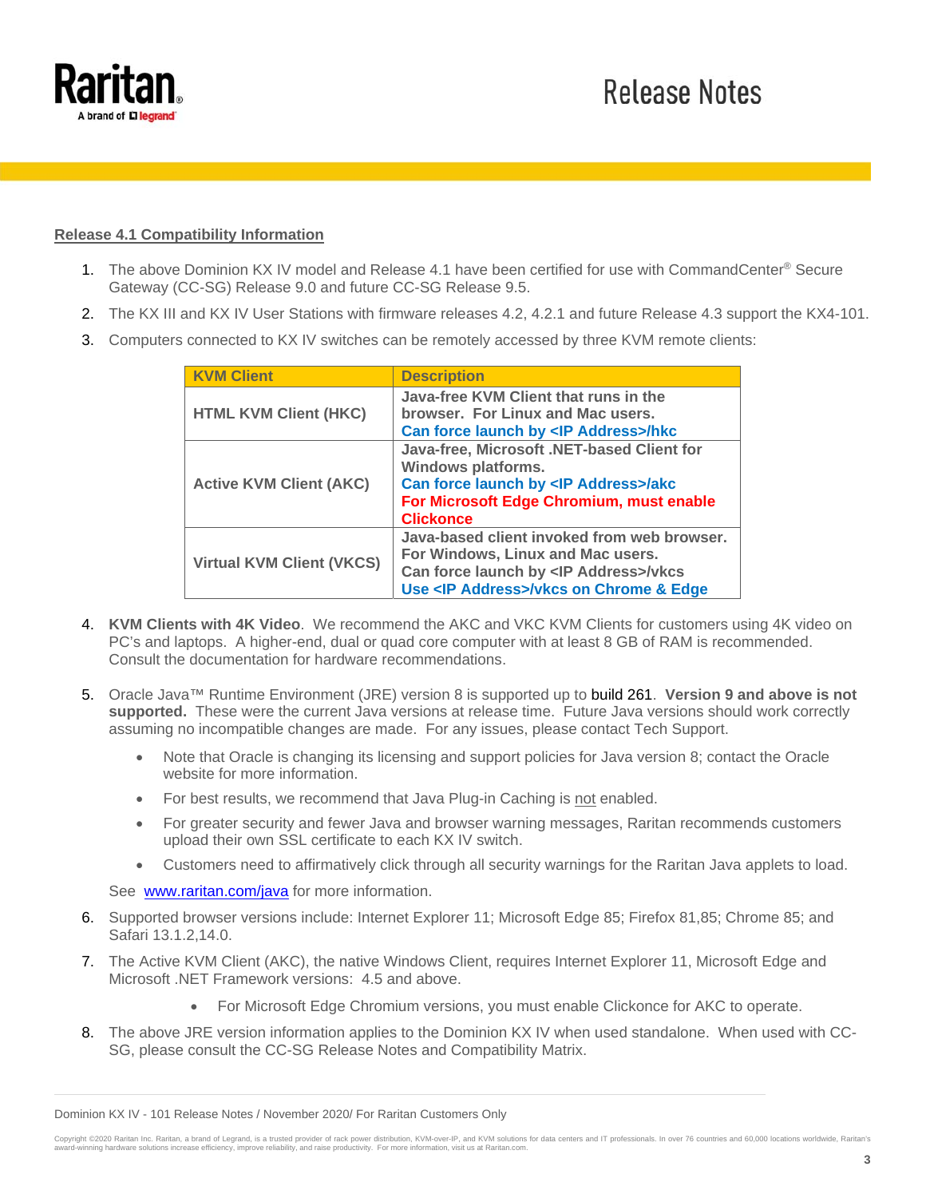## Release 4.1 Compatibility Information

1. The above Dominion KX IV model and Release 4.1 have been certified for use with CommandCenter® Secure Gateway (CC-SG) Release 9.0 and future CC-SG Release 9.5.
2. The KX III and KX IV User Stations with firmware releases 4.2, 4.2.1 and future Release 4.3 support the KX4-101.
3. Computers connected to KX IV switches can be remotely accessed by three KVM remote clients:

| KVM Client | Description |
|---|---|
| **HTML KVM Client (HKC)** | **Java-free KVM Client that runs in the browser. For Linux and Mac users.** **Can force launch by <IP Address>/hkc** |
| **Active KVM Client (AKC)** | **Java-free, Microsoft .NET-based Client for Windows platforms.** **Can force launch by <IP Address>/akc** **For Microsoft Edge Chromium, must enable Clickonce** |
| **Virtual KVM Client (VKCS)** | **Java-based client invoked from web browser. For Windows, Linux and Mac users.** **Can force launch by <IP Address>/vkcs** **Use <IP Address>/vkcs on Chrome & Edge** |

4. **KVM Clients with 4K Video**. We recommend the AKC and VKC KVM Clients for customers using 4K video on PC's and laptops. A higher-end, dual or quad core computer with at least 8 GB of RAM is recommended. Consult the documentation for hardware recommendations.

5. Oracle Java™ Runtime Environment (JRE) version 8 is supported up to build 261. **Version 9 and above is not supported.** These were the current Java versions at release time. Future Java versions should work correctly assuming no incompatible changes are made. For any issues, please contact Tech Support.

   - Note that Oracle is changing its licensing and support policies for Java version 8; contact the Oracle website for more information.
   - For best results, we recommend that Java Plug-in Caching is not enabled.
   - For greater security and fewer Java and browser warning messages, Raritan recommends customers upload their own SSL certificate to each KX IV switch.
   - Customers need to affirmatively click through all security warnings for the Raritan Java applets to load.

   See www.raritan.com/java for more information.

6. Supported browser versions include: Internet Explorer 11; Microsoft Edge 85; Firefox 81,85; Chrome 85; and Safari 13.1.2,14.0.
7. The Active KVM Client (AKC), the native Windows Client, requires Internet Explorer 11, Microsoft Edge and Microsoft .NET Framework versions: 4.5 and above.
   - For Microsoft Edge Chromium versions, you must enable Clickonce for AKC to operate.
8. The above JRE version information applies to the Dominion KX IV when used standalone. When used with CC-SG, please consult the CC-SG Release Notes and Compatibility Matrix.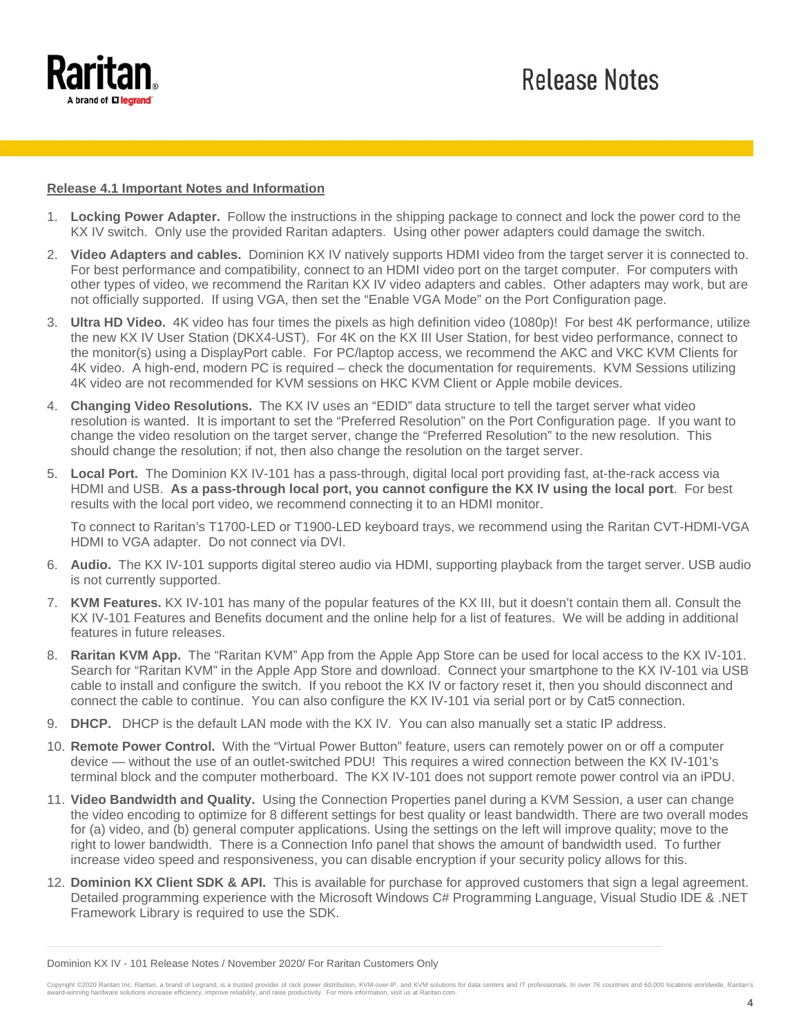**Release 4.1 Important Notes and Information**

1. **Locking Power Adapter.** Follow the instructions in the shipping package to connect and lock the power cord to the KX IV switch. Only use the provided Raritan adapters. Using other power adapters could damage the switch.

2. **Video Adapters and cables.** Dominion KX IV natively supports HDMI video from the target server it is connected to. For best performance and compatibility, connect to an HDMI video port on the target computer. For computers with other types of video, we recommend the Raritan KX IV video adapters and cables. Other adapters may work, but are not officially supported. If using VGA, then set the "Enable VGA Mode" on the Port Configuration page.

3. **Ultra HD Video.** 4K video has four times the pixels as high definition video (1080p)! For best 4K performance, utilize the new KX IV User Station (DKX4-UST). For 4K on the KX III User Station, for best video performance, connect to the monitor(s) using a DisplayPort cable. For PC/laptop access, we recommend the AKC and VKC KVM Clients for 4K video. A high-end, modern PC is required – check the documentation for requirements. KVM Sessions utilizing 4K video are not recommended for KVM sessions on HKC KVM Client or Apple mobile devices.

4. **Changing Video Resolutions.** The KX IV uses an "EDID" data structure to tell the target server what video resolution is wanted. It is important to set the "Preferred Resolution" on the Port Configuration page. If you want to change the video resolution on the target server, change the "Preferred Resolution" to the new resolution. This should change the resolution; if not, then also change the resolution on the target server.

5. **Local Port.** The Dominion KX IV-101 has a pass-through, digital local port providing fast, at-the-rack access via HDMI and USB. **As a pass-through local port, you cannot configure the KX IV using the local port**. For best results with the local port video, we recommend connecting it to an HDMI monitor.

   To connect to Raritan's T1700-LED or T1900-LED keyboard trays, we recommend using the Raritan CVT-HDMI-VGA HDMI to VGA adapter. Do not connect via DVI.

6. **Audio.** The KX IV-101 supports digital stereo audio via HDMI, supporting playback from the target server. USB audio is not currently supported.

7. **KVM Features.** KX IV-101 has many of the popular features of the KX III, but it doesn't contain them all. Consult the KX IV-101 Features and Benefits document and the online help for a list of features. We will be adding in additional features in future releases.

8. **Raritan KVM App.** The "Raritan KVM" App from the Apple App Store can be used for local access to the KX IV-101. Search for "Raritan KVM" in the Apple App Store and download. Connect your smartphone to the KX IV-101 via USB cable to install and configure the switch. If you reboot the KX IV or factory reset it, then you should disconnect and connect the cable to continue. You can also configure the KX IV-101 via serial port or by Cat5 connection.

9. **DHCP.** DHCP is the default LAN mode with the KX IV. You can also manually set a static IP address.

10. **Remote Power Control.** With the "Virtual Power Button" feature, users can remotely power on or off a computer device — without the use of an outlet-switched PDU! This requires a wired connection between the KX IV-101's terminal block and the computer motherboard. The KX IV-101 does not support remote power control via an iPDU.

11. **Video Bandwidth and Quality.** Using the Connection Properties panel during a KVM Session, a user can change the video encoding to optimize for 8 different settings for best quality or least bandwidth. There are two overall modes for (a) video, and (b) general computer applications. Using the settings on the left will improve quality; move to the right to lower bandwidth. There is a Connection Info panel that shows the amount of bandwidth used. To further increase video speed and responsiveness, you can disable encryption if your security policy allows for this.

12. **Dominion KX Client SDK & API.** This is available for purchase for approved customers that sign a legal agreement. Detailed programming experience with the Microsoft Windows C# Programming Language, Visual Studio IDE & .NET Framework Library is required to use the SDK.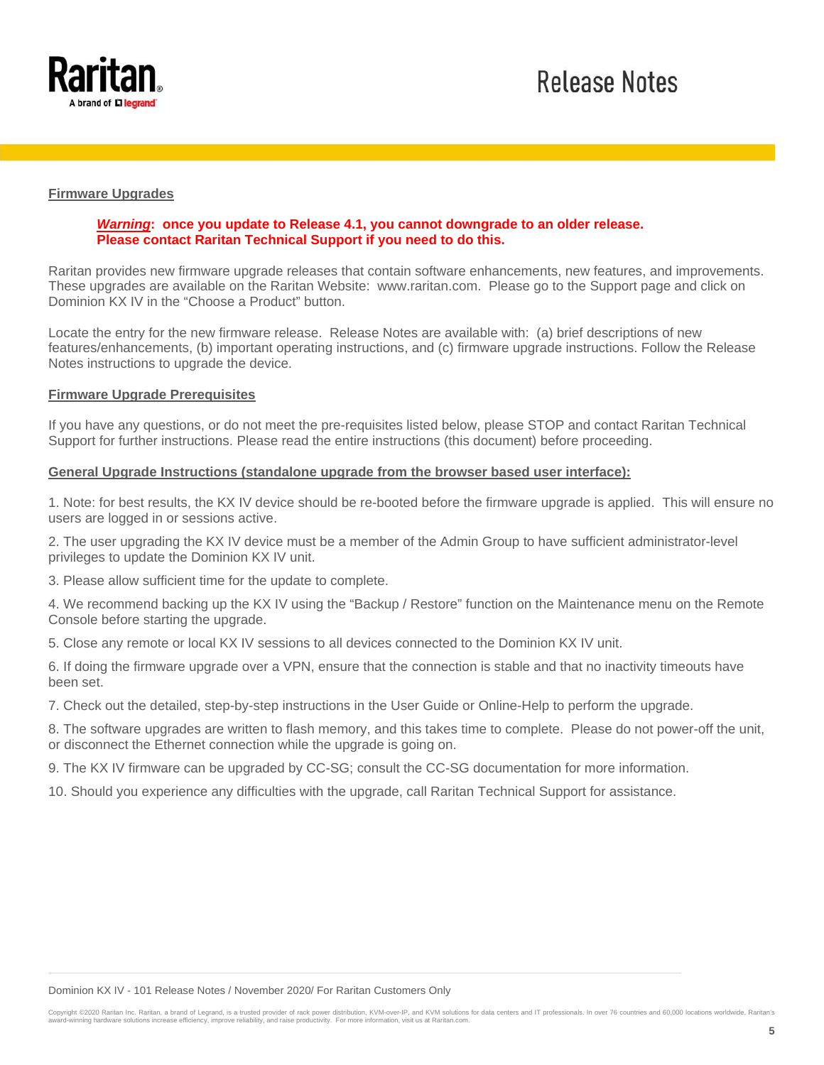## Firmware Upgrades

> ***Warning*: once you update to Release 4.1, you cannot downgrade to an older release. Please contact Raritan Technical Support if you need to do this.**

Raritan provides new firmware upgrade releases that contain software enhancements, new features, and improvements. These upgrades are available on the Raritan Website: www.raritan.com. Please go to the Support page and click on Dominion KX IV in the "Choose a Product" button.

Locate the entry for the new firmware release. Release Notes are available with: (a) brief descriptions of new features/enhancements, (b) important operating instructions, and (c) firmware upgrade instructions. Follow the Release Notes instructions to upgrade the device.

## Firmware Upgrade Prerequisites

If you have any questions, or do not meet the pre-requisites listed below, please STOP and contact Raritan Technical Support for further instructions. Please read the entire instructions (this document) before proceeding.

## General Upgrade Instructions (standalone upgrade from the browser based user interface):

1. Note: for best results, the KX IV device should be re-booted before the firmware upgrade is applied. This will ensure no users are logged in or sessions active.
2. The user upgrading the KX IV device must be a member of the Admin Group to have sufficient administrator-level privileges to update the Dominion KX IV unit.
3. Please allow sufficient time for the update to complete.
4. We recommend backing up the KX IV using the "Backup / Restore" function on the Maintenance menu on the Remote Console before starting the upgrade.
5. Close any remote or local KX IV sessions to all devices connected to the Dominion KX IV unit.
6. If doing the firmware upgrade over a VPN, ensure that the connection is stable and that no inactivity timeouts have been set.
7. Check out the detailed, step-by-step instructions in the User Guide or Online-Help to perform the upgrade.
8. The software upgrades are written to flash memory, and this takes time to complete. Please do not power-off the unit, or disconnect the Ethernet connection while the upgrade is going on.
9. The KX IV firmware can be upgraded by CC-SG; consult the CC-SG documentation for more information.
10. Should you experience any difficulties with the upgrade, call Raritan Technical Support for assistance.